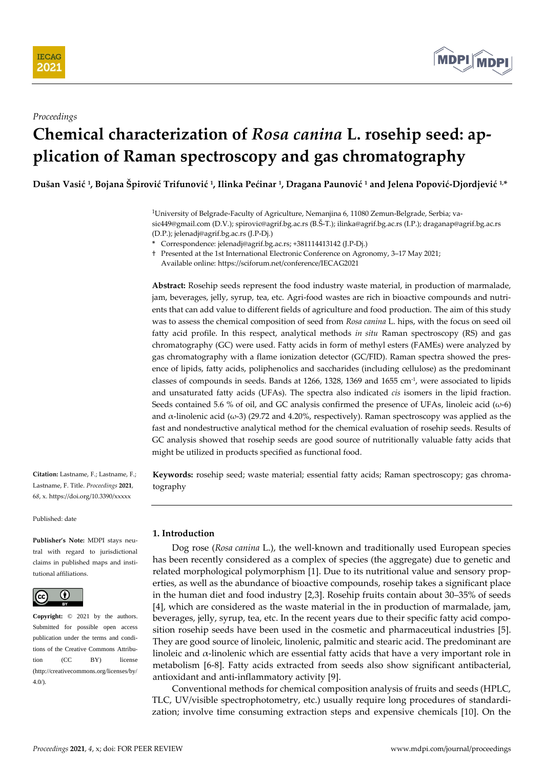*Proceedings*

# Chemical characterization of *Rosa canina* L. rosehip seed: application of Raman spectroscopy and gas chromatography

**Dušan Vasić [1], Bojana Špirović Trifunović [1], Ilinka Pećinar [1], Dragana Paunović [1] and Jelena Popović-Djordjević [1,*]**

[1]University of Belgrade-Faculty of Agriculture, Nemanjina 6, 11080 Zemun-Belgrade, Serbia; vasic449@gmail.com (D.V.); spirovic@agrif.bg.ac.rs (B.Š-T.); ilinka@agrif.bg.ac.rs (I.P.); draganap@agrif.bg.ac.rs (D.P.); jelenadj@agrif.bg.ac.rs (J.P-Dj.)

\* Correspondence: jelenadj@agrif.bg.ac.rs; +381114413142 (J.P-Dj.)

† Presented at the 1st International Electronic Conference on Agronomy, 3–17 May 2021; Available online: https://sciforum.net/conference/IECAG2021

**Abstract:** Rosehip seeds represent the food industry waste material, in production of marmalade, jam, beverages, jelly, syrup, tea, etc. Agri-food wastes are rich in bioactive compounds and nutrients that can add value to different fields of agriculture and food production. The aim of this study was to assess the chemical composition of seed from *Rosa canina* L. hips, with the focus on seed oil fatty acid profile. In this respect, analytical methods *in situ* Raman spectroscopy (RS) and gas chromatography (GC) were used. Fatty acids in form of methyl esters (FAMEs) were analyzed by gas chromatography with a flame ionization detector (GC/FID). Raman spectra showed the presence of lipids, fatty acids, poliphenolics and saccharides (including cellulose) as the predominant classes of compounds in seeds. Bands at 1266, 1328, 1369 and 1655 $cm^{-1}$, were associated to lipids and unsaturated fatty acids (UFAs). The spectra also indicated *cis* isomers in the lipid fraction. Seeds contained 5.6 % of oil, and GC analysis confirmed the presence of UFAs, linoleic acid (ω-6) and α-linolenic acid (ω-3) (29.72 and 4.20%, respectively). Raman spectroscopy was applied as the fast and nondestructive analytical method for the chemical evaluation of rosehip seeds. Results of GC analysis showed that rosehip seeds are good source of nutritionally valuable fatty acids that might be utilized in products specified as functional food.

**Keywords:** rosehip seed; waste material; essential fatty acids; Raman spectroscopy; gas chromatography

**Citation:** Lastname, F.; Lastname, F.; Lastname, F. Title. *Proceedings* **2021**, *68*, x. https://doi.org/10.3390/xxxxx

Published: date

**Publisher's Note:** MDPI stays neutral with regard to jurisdictional claims in published maps and institutional affiliations.

**Copyright:** © 2021 by the authors. Submitted for possible open access publication under the terms and conditions of the Creative Commons Attribution (CC BY) license (http://creativecommons.org/licenses/by/4.0/).

## 1. Introduction

Dog rose (*Rosa canina* L.), the well-known and traditionally used European species has been recently considered as a complex of species (the aggregate) due to genetic and related morphological polymorphism [1]. Due to its nutritional value and sensory properties, as well as the abundance of bioactive compounds, rosehip takes a significant place in the human diet and food industry [2,3]. Rosehip fruits contain about 30–35% of seeds [4], which are considered as the waste material in the in production of marmalade, jam, beverages, jelly, syrup, tea, etc. In the recent years due to their specific fatty acid composition rosehip seeds have been used in the cosmetic and pharmaceutical industries [5]. They are good source of linoleic, linolenic, palmitic and stearic acid. The predominant are linoleic and α-linolenic which are essential fatty acids that have a very important role in metabolism [6-8]. Fatty acids extracted from seeds also show significant antibacterial, antioxidant and anti-inflammatory activity [9].

Conventional methods for chemical composition analysis of fruits and seeds (HPLC, TLC, UV/visible spectrophotometry, etc.) usually require long procedures of standardization; involve time consuming extraction steps and expensive chemicals [10]. On the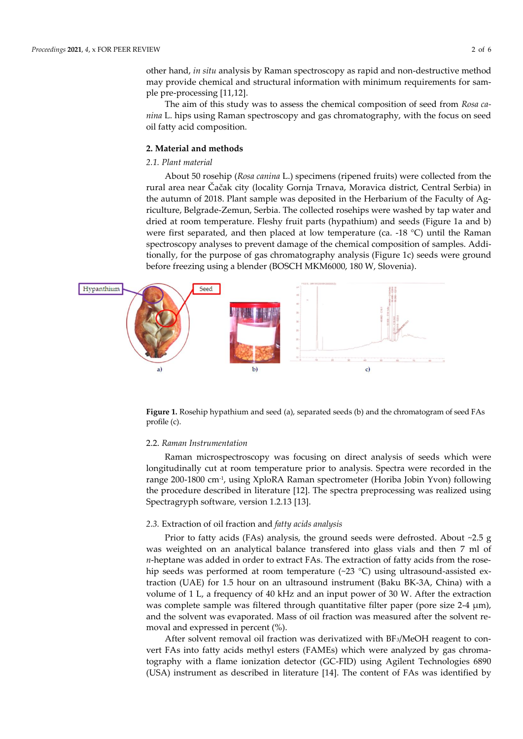other hand, *in situ* analysis by Raman spectroscopy as rapid and non-destructive method may provide chemical and structural information with minimum requirements for sample pre-processing [11,12].

The aim of this study was to assess the chemical composition of seed from *Rosa canina* L. hips using Raman spectroscopy and gas chromatography, with the focus on seed oil fatty acid composition.

## 2. Material and methods

### *2.1. Plant material*

About 50 rosehip (*Rosa canina* L.) specimens (ripened fruits) were collected from the rural area near Čačak city (locality Gornja Trnava, Moravica district, Central Serbia) in the autumn of 2018. Plant sample was deposited in the Herbarium of the Faculty of Agriculture, Belgrade-Zemun, Serbia. The collected rosehips were washed by tap water and dried at room temperature. Fleshy fruit parts (hypathium) and seeds (Figure 1a and b) were first separated, and then placed at low temperature (ca. -18 °C) until the Raman spectroscopy analyses to prevent damage of the chemical composition of samples. Additionally, for the purpose of gas chromatography analysis (Figure 1c) seeds were ground before freezing using a blender (BOSCH MKM6000, 180 W, Slovenia).

**Figure 1.** Rosehip hypathium and seed (a), separated seeds (b) and the chromatogram of seed FAs profile (c).

### 2.2. *Raman Instrumentation*

Raman microspectroscopy was focusing on direct analysis of seeds which were longitudinally cut at room temperature prior to analysis. Spectra were recorded in the range 200-1800 $cm^{-1}$, using XploRA Raman spectrometer (Horiba Jobin Yvon) following the procedure described in literature [12]. The spectra preprocessing was realized using Spectragryph software, version 1.2.13 [13].

### *2.3.* Extraction of oil fraction and *fatty acids analysis*

Prior to fatty acids (FAs) analysis, the ground seeds were defrosted. About ~2.5 g was weighted on an analytical balance transfered into glass vials and then 7 ml of *n*-heptane was added in order to extract FAs. The extraction of fatty acids from the rosehip seeds was performed at room temperature (~23 °C) using ultrasound-assisted extraction (UAE) for 1.5 hour on an ultrasound instrument (Baku BK-3A, China) with a volume of 1 L, a frequency of 40 kHz and an input power of 30 W. After the extraction was complete sample was filtered through quantitative filter paper (pore size 2-4 μm), and the solvent was evaporated. Mass of oil fraction was measured after the solvent removal and expressed in percent (%).

After solvent removal oil fraction was derivatized with $BF_3$/MeOH reagent to convert FAs into fatty acids methyl esters (FAMEs) which were analyzed by gas chromatography with a flame ionization detector (GC-FID) using Agilent Technologies 6890 (USA) instrument as described in literature [14]. The content of FAs was identified by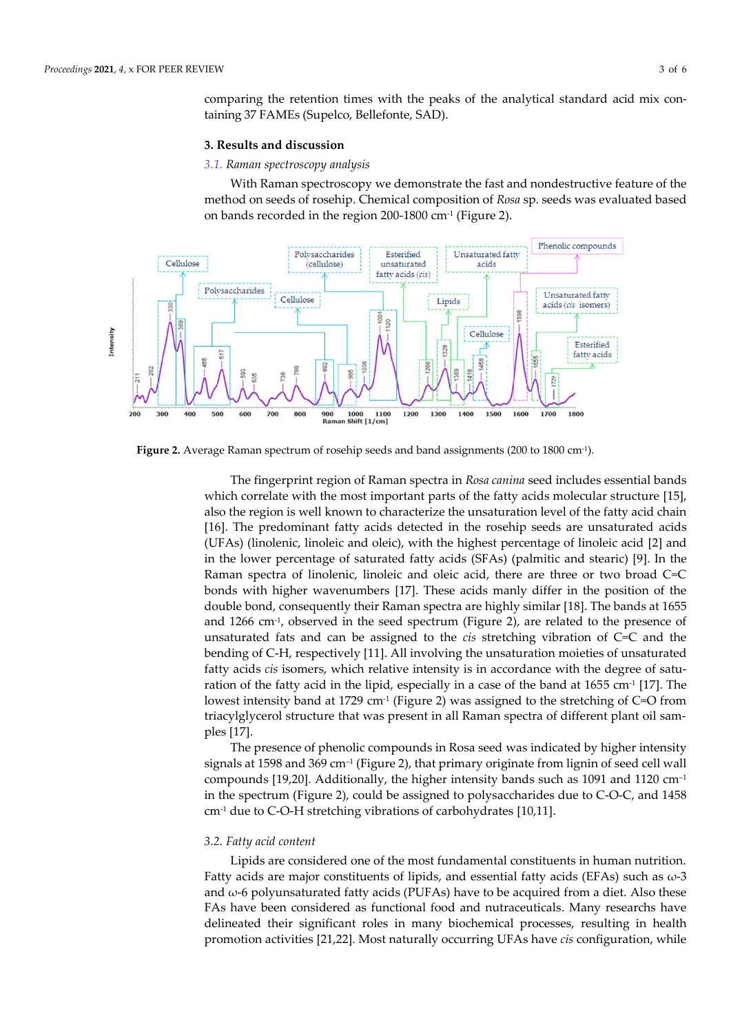comparing the retention times with the peaks of the analytical standard acid mix containing 37 FAMEs (Supelco, Bellefonte, SAD).

## 3. Results and discussion

### 3.1. Raman spectroscopy analysis

With Raman spectroscopy we demonstrate the fast and nondestructive feature of the method on seeds of rosehip. Chemical composition of *Rosa* sp. seeds was evaluated based on bands recorded in the region 200-1800 cm$^{-1}$ (Figure 2).

**Figure 2.** Average Raman spectrum of rosehip seeds and band assignments (200 to 1800 cm$^{-1}$).

The fingerprint region of Raman spectra in *Rosa canina* seed includes essential bands which correlate with the most important parts of the fatty acids molecular structure [15], also the region is well known to characterize the unsaturation level of the fatty acid chain [16]. The predominant fatty acids detected in the rosehip seeds are unsaturated acids (UFAs) (linolenic, linoleic and oleic), with the highest percentage of linoleic acid [2] and in the lower percentage of saturated fatty acids (SFAs) (palmitic and stearic) [9]. In the Raman spectra of linolenic, linoleic and oleic acid, there are three or two broad C=C bonds with higher wavenumbers [17]. These acids manly differ in the position of the double bond, consequently their Raman spectra are highly similar [18]. The bands at 1655 and 1266 cm$^{-1}$, observed in the seed spectrum (Figure 2), are related to the presence of unsaturated fats and can be assigned to the *cis* stretching vibration of C=C and the bending of C-H, respectively [11]. All involving the unsaturation moieties of unsaturated fatty acids *cis* isomers, which relative intensity is in accordance with the degree of saturation of the fatty acid in the lipid, especially in a case of the band at 1655 cm$^{-1}$ [17]. The lowest intensity band at 1729 cm$^{-1}$ (Figure 2) was assigned to the stretching of C=O from triacylglycerol structure that was present in all Raman spectra of different plant oil samples [17].

The presence of phenolic compounds in Rosa seed was indicated by higher intensity signals at 1598 and 369 cm$^{-1}$ (Figure 2), that primary originate from lignin of seed cell wall compounds [19,20]. Additionally, the higher intensity bands such as 1091 and 1120 cm$^{-1}$ in the spectrum (Figure 2), could be assigned to polysaccharides due to C-O-C, and 1458 cm$^{-1}$ due to C-O-H stretching vibrations of carbohydrates [10,11].

### 3.2. Fatty acid content

Lipids are considered one of the most fundamental constituents in human nutrition. Fatty acids are major constituents of lipids, and essential fatty acids (EFAs) such as ω-3 and ω-6 polyunsaturated fatty acids (PUFAs) have to be acquired from a diet. Also these FAs have been considered as functional food and nutraceuticals. Many researchs have delineated their significant roles in many biochemical processes, resulting in health promotion activities [21,22]. Most naturally occurring UFAs have *cis* configuration, while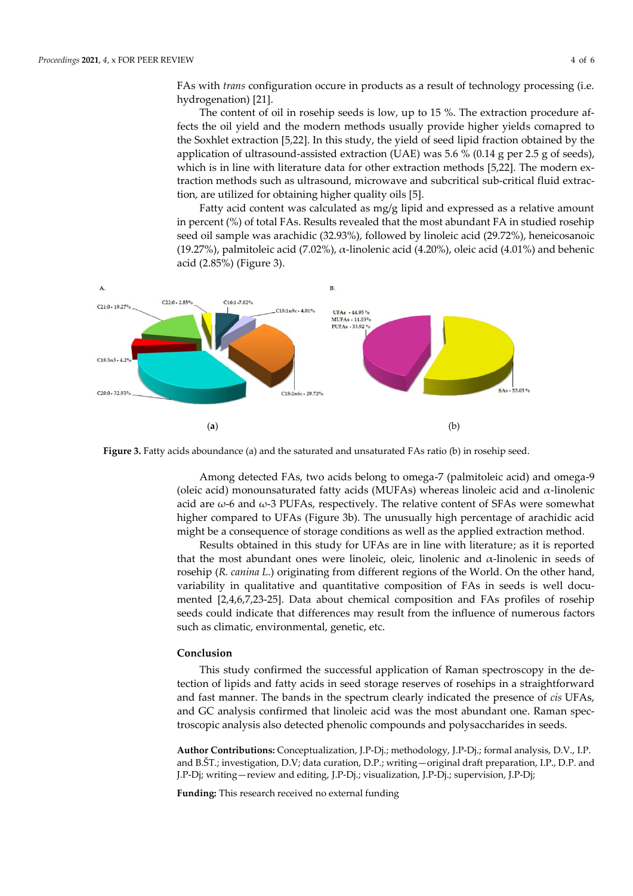FAs with *trans* configuration occure in products as a result of technology processing (i.e. hydrogenation) [21].

The content of oil in rosehip seeds is low, up to 15 %. The extraction procedure affects the oil yield and the modern methods usually provide higher yields comapred to the Soxhlet extraction [5,22]. In this study, the yield of seed lipid fraction obtained by the application of ultrasound-assisted extraction (UAE) was 5.6 % (0.14 g per 2.5 g of seeds), which is in line with literature data for other extraction methods [5,22]. The modern extraction methods such as ultrasound, microwave and subcritical sub-critical fluid extraction, are utilized for obtaining higher quality oils [5].

Fatty acid content was calculated as mg/g lipid and expressed as a relative amount in percent (%) of total FAs. Results revealed that the most abundant FA in studied rosehip seed oil sample was arachidic (32.93%), followed by linoleic acid (29.72%), heneicosanoic (19.27%), palmitoleic acid (7.02%), α-linolenic acid (4.20%), oleic acid (4.01%) and behenic acid (2.85%) (Figure 3).

(**a**) (b)

**Figure 3.** Fatty acids aboundance (a) and the saturated and unsaturated FAs ratio (b) in rosehip seed.

Among detected FAs, two acids belong to omega-7 (palmitoleic acid) and omega-9 (oleic acid) monounsaturated fatty acids (MUFAs) whereas linoleic acid and α-linolenic acid are ω-6 and ω-3 PUFAs, respectively. The relative content of SFAs were somewhat higher compared to UFAs (Figure 3b). The unusually high percentage of arachidic acid might be a consequence of storage conditions as well as the applied extraction method.

Results obtained in this study for UFAs are in line with literature; as it is reported that the most abundant ones were linoleic, oleic, linolenic and α-linolenic in seeds of rosehip (*R. canina L.*) originating from different regions of the World. On the other hand, variability in qualitative and quantitative composition of FAs in seeds is well documented [2,4,6,7,23-25]. Data about chemical composition and FAs profiles of rosehip seeds could indicate that differences may result from the influence of numerous factors such as climatic, environmental, genetic, etc.

## Conclusion

This study confirmed the successful application of Raman spectroscopy in the detection of lipids and fatty acids in seed storage reserves of rosehips in a straightforward and fast manner. The bands in the spectrum clearly indicated the presence of *cis* UFAs, and GC analysis confirmed that linoleic acid was the most abundant one. Raman spectroscopic analysis also detected phenolic compounds and polysaccharides in seeds.

**Author Contributions:** Conceptualization, J.P-Dj.; methodology, J.P-Dj.; formal analysis, D.V., I.P. and B.ŠT.; investigation, D.V; data curation, D.P.; writing—original draft preparation, I.P., D.P. and J.P-Dj; writing—review and editing, J.P-Dj.; visualization, J.P-Dj.; supervision, J.P-Dj;

**Funding:** This research received no external funding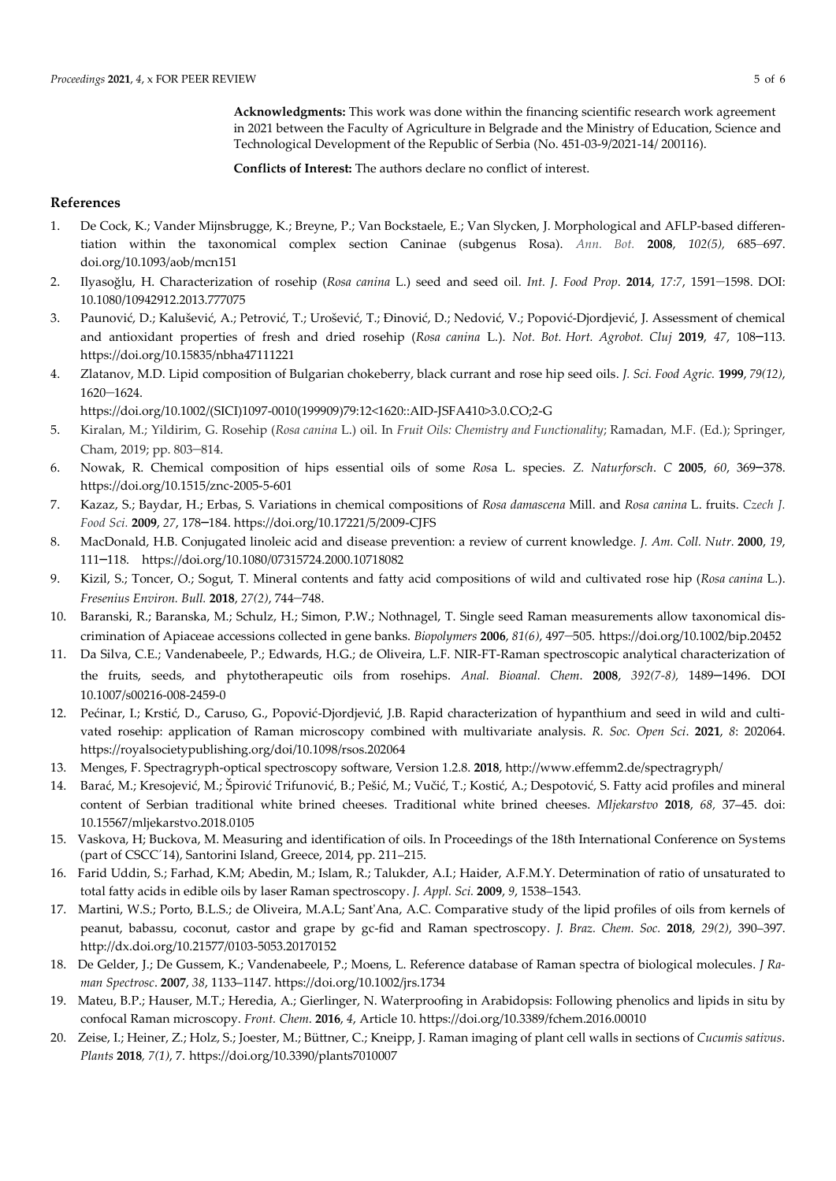**Acknowledgments:** This work was done within the financing scientific research work agreement in 2021 between the Faculty of Agriculture in Belgrade and the Ministry of Education, Science and Technological Development of the Republic of Serbia (No. 451-03-9/2021-14/ 200116).

**Conflicts of Interest:** The authors declare no conflict of interest.

## References

1. De Cock, K.; Vander Mijnsbrugge, K.; Breyne, P.; Van Bockstaele, E.; Van Slycken, J. Morphological and AFLP-based differentiation within the taxonomical complex section Caninae (subgenus Rosa). *Ann. Bot.* **2008**, *102(5)*, 685–697. doi.org/10.1093/aob/mcn151
2. Ilyasoğlu, H. Characterization of rosehip (*Rosa canina* L.) seed and seed oil. *Int. J. Food Prop*. **2014**, *17:7*, 1591–1598. DOI: 10.1080/10942912.2013.777075
3. Paunović, D.; Kalušević, A.; Petrović, T.; Urošević, T.; Đinović, D.; Nedović, V.; Popović-Djordjević, J. Assessment of chemical and antioxidant properties of fresh and dried rosehip (*Rosa canina* L.). *Not. Bot. Hort. Agrobot. Cluj* **2019**, *47*, 108–113. https://doi.org/10.15835/nbha47111221
4. Zlatanov, M.D. Lipid composition of Bulgarian chokeberry, black currant and rose hip seed oils. *J. Sci. Food Agric.* **1999**, *79(12)*, 1620–1624. https://doi.org/10.1002/(SICI)1097-0010(199909)79:12<1620::AID-JSFA410>3.0.CO;2-G
5. Kiralan, M.; Yildirim, G. Rosehip (*Rosa canina* L.) oil. In *Fruit Oils: Chemistry and Functionality*; Ramadan, M.F. (Ed.); Springer, Cham, 2019; pp. 803–814.
6. Nowak, R. Chemical composition of hips essential oils of some *Ros*a L. species. *Z. Naturforsch*. *C* **2005**, *60*, 369–378. https://doi.org/10.1515/znc-2005-5-601
7. Kazaz, S.; Baydar, H.; Erbas, S. Variations in chemical compositions of *Rosa damascena* Mill. and *Rosa canina* L. fruits. *Czech J. Food Sci.* **2009**, *27*, 178–184. https://doi.org/10.17221/5/2009-CJFS
8. MacDonald, H.B. Conjugated linoleic acid and disease prevention: a review of current knowledge. *J. Am. Coll. Nutr.* **2000**, *19*, 111–118. https://doi.org/10.1080/07315724.2000.10718082
9. Kizil, S.; Toncer, O.; Sogut, T. Mineral contents and fatty acid compositions of wild and cultivated rose hip (*Rosa canina* L.). *Fresenius Environ. Bull.* **2018**, *27(2)*, 744–748.
10. Baranski, R.; Baranska, M.; Schulz, H.; Simon, P.W.; Nothnagel, T. Single seed Raman measurements allow taxonomical discrimination of Apiaceae accessions collected in gene banks. *Biopolymers* **2006**, *81(6)*, 497–505. https://doi.org/10.1002/bip.20452
11. Da Silva, C.E.; Vandenabeele, P.; Edwards, H.G.; de Oliveira, L.F. NIR-FT-Raman spectroscopic analytical characterization of the fruits, seeds, and phytotherapeutic oils from rosehips. *Anal. Bioanal. Chem*. **2008**, *392(7-8)*, 1489–1496. DOI 10.1007/s00216-008-2459-0
12. Pećinar, I.; Krstić, D., Caruso, G., Popović-Djordjević, J.B. Rapid characterization of hypanthium and seed in wild and cultivated rosehip: application of Raman microscopy combined with multivariate analysis. *R. Soc. Open Sci*. **2021**, *8*: 202064. https://royalsocietypublishing.org/doi/10.1098/rsos.202064
13. Menges, F. Spectragryph-optical spectroscopy software, Version 1.2.8. **2018**, http://www.effemm2.de/spectragryph/
14. Barać, M.; Kresojević, M.; Špirović Trifunović, B.; Pešić, M.; Vučić, T.; Kostić, A.; Despotović, S. Fatty acid profiles and mineral content of Serbian traditional white brined cheeses. Traditional white brined cheeses. *Mljekarstvo* **2018**, *68*, 37–45. doi: 10.15567/mljekarstvo.2018.0105
15. Vaskova, H; Buckova, M. Measuring and identification of oils. In Proceedings of the 18th International Conference on Systems (part of CSCC´14), Santorini Island, Greece, 2014, pp. 211–215.
16. Farid Uddin, S.; Farhad, K.M; Abedin, M.; Islam, R.; Talukder, A.I.; Haider, A.F.M.Y. Determination of ratio of unsaturated to total fatty acids in edible oils by laser Raman spectroscopy. *J. Appl. Sci.* **2009**, *9*, 1538–1543.
17. Martini, W.S.; Porto, B.L.S.; de Oliveira, M.A.L; Sant'Ana, A.C. Comparative study of the lipid profiles of oils from kernels of peanut, babassu, coconut, castor and grape by gc-fid and Raman spectroscopy. *J. Braz. Chem. Soc.* **2018**, *29(2)*, 390–397. http://dx.doi.org/10.21577/0103-5053.20170152
18. De Gelder, J.; De Gussem, K.; Vandenabeele, P.; Moens, L. Reference database of Raman spectra of biological molecules. *J Raman Spectrosc*. **2007**, *38*, 1133–1147. https://doi.org/10.1002/jrs.1734
19. Mateu, B.P.; Hauser, M.T.; Heredia, A.; Gierlinger, N. Waterproofing in Arabidopsis: Following phenolics and lipids in situ by confocal Raman microscopy. *Front. Chem*. **2016**, *4*, Article 10. https://doi.org/10.3389/fchem.2016.00010
20. Zeise, I.; Heiner, Z.; Holz, S.; Joester, M.; Büttner, C.; Kneipp, J. Raman imaging of plant cell walls in sections of *Cucumis sativus*. *Plants* **2018**, *7(1)*, 7. https://doi.org/10.3390/plants7010007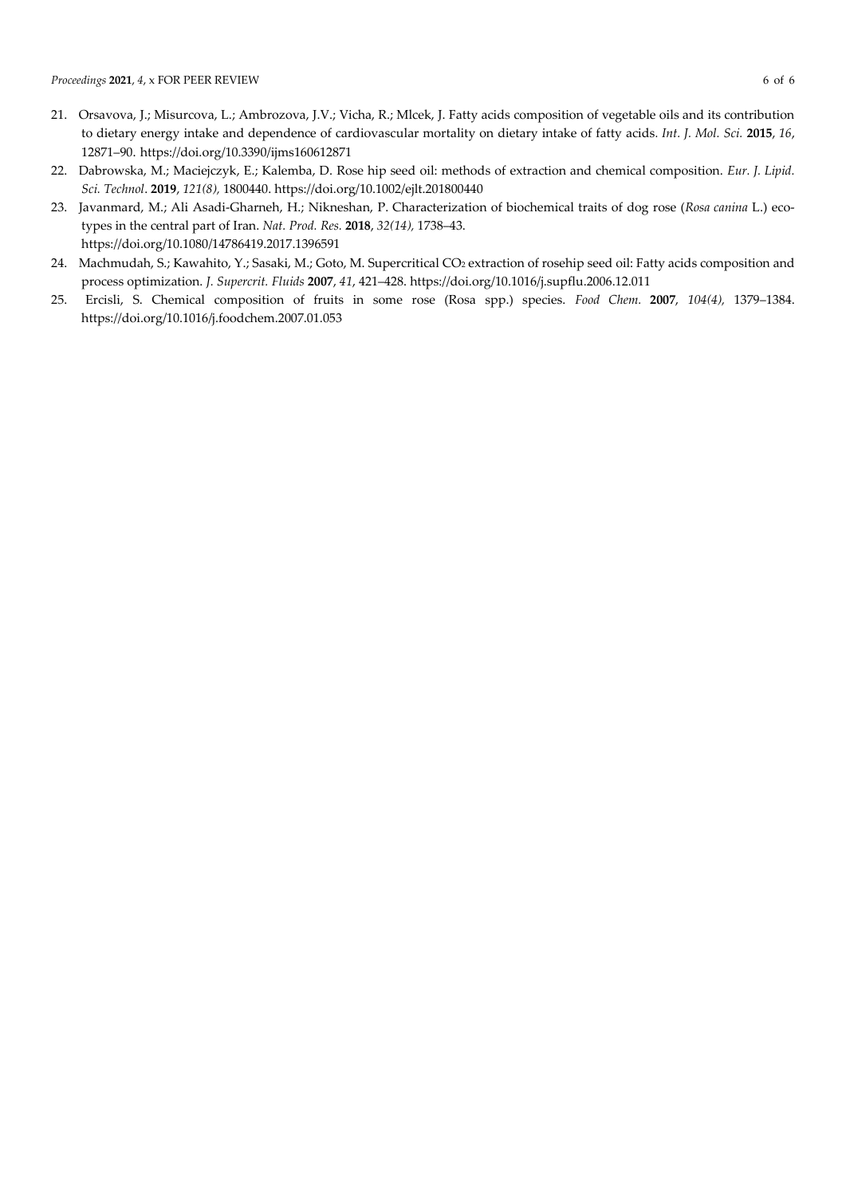21. Orsavova, J.; Misurcova, L.; Ambrozova, J.V.; Vicha, R.; Mlcek, J. Fatty acids composition of vegetable oils and its contribution to dietary energy intake and dependence of cardiovascular mortality on dietary intake of fatty acids. *Int. J. Mol. Sci.* **2015**, *16*, 12871–90. https://doi.org/10.3390/ijms160612871
22. Dabrowska, M.; Maciejczyk, E.; Kalemba, D. Rose hip seed oil: methods of extraction and chemical composition. *Eur. J. Lipid. Sci. Technol*. **2019**, *121(8)*, 1800440. https://doi.org/10.1002/ejlt.201800440
23. Javanmard, M.; Ali Asadi-Gharneh, H.; Nikneshan, P. Characterization of biochemical traits of dog rose (*Rosa canina* L.) ecotypes in the central part of Iran. *Nat. Prod. Res.* **2018**, *32(14)*, 1738–43. https://doi.org/10.1080/14786419.2017.1396591
24. Machmudah, S.; Kawahito, Y.; Sasaki, M.; Goto, M. Supercritical $CO_2$ extraction of rosehip seed oil: Fatty acids composition and process optimization. *J. Supercrit. Fluids* **2007**, *41*, 421–428. https://doi.org/10.1016/j.supflu.2006.12.011
25. Ercisli, S. Chemical composition of fruits in some rose (Rosa spp.) species. *Food Chem.* **2007**, *104(4)*, 1379–1384. https://doi.org/10.1016/j.foodchem.2007.01.053